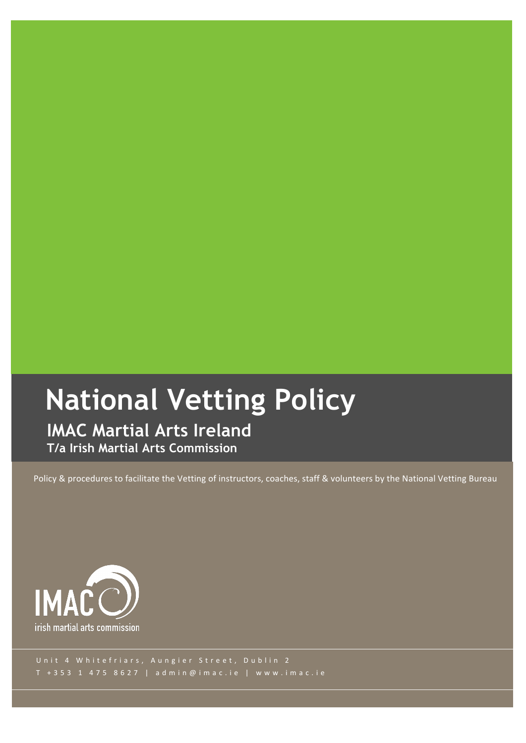# National Vetting Policy

## IMAC Martial Arts Ireland

### T/a Irish Martial Arts Commission

Policy & procedures to facilitate the Vetting of instructors, coaches, staff & volunteers by the National Vetting Bureau

IMAC

irish martial arts commission

Unit 4 Whitefriars, Aungier Street, Dublin 2

T +353 1 475 8627 | admin@imac.ie | www.imac.ie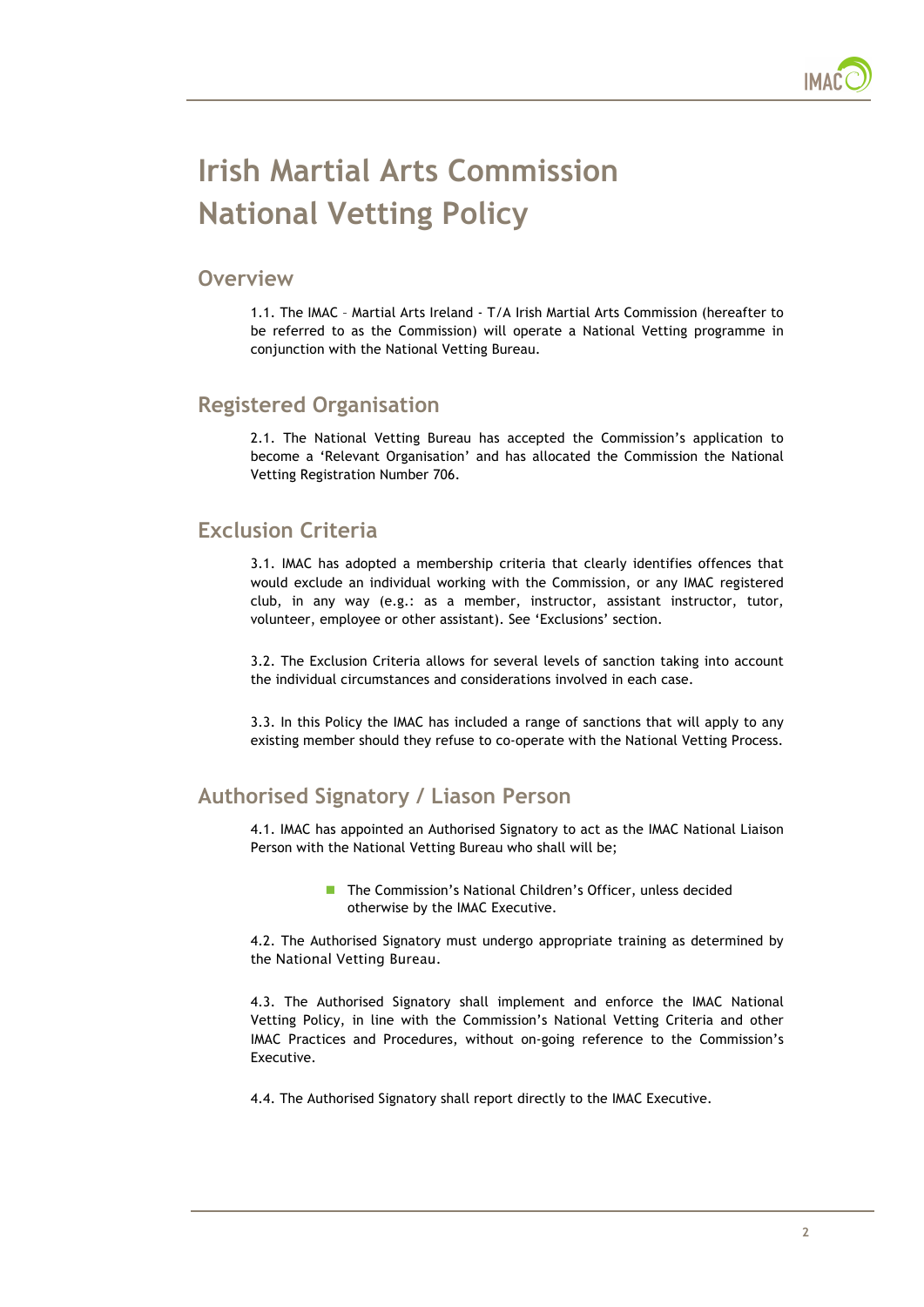# Irish Martial Arts Commission National Vetting Policy

## Overview

1.1. The IMAC – Martial Arts Ireland - T/A Irish Martial Arts Commission (hereafter to be referred to as the Commission) will operate a National Vetting programme in conjunction with the National Vetting Bureau.

## Registered Organisation

2.1. The National Vetting Bureau has accepted the Commission's application to become a 'Relevant Organisation' and has allocated the Commission the National Vetting Registration Number 706.

## Exclusion Criteria

3.1. IMAC has adopted a membership criteria that clearly identifies offences that would exclude an individual working with the Commission, or any IMAC registered club, in any way (e.g.: as a member, instructor, assistant instructor, tutor, volunteer, employee or other assistant). See 'Exclusions' section.

3.2. The Exclusion Criteria allows for several levels of sanction taking into account the individual circumstances and considerations involved in each case.

3.3. In this Policy the IMAC has included a range of sanctions that will apply to any existing member should they refuse to co-operate with the National Vetting Process.

## Authorised Signatory / Liason Person

4.1. IMAC has appointed an Authorised Signatory to act as the IMAC National Liaison Person with the National Vetting Bureau who shall will be;

- The Commission's National Children's Officer, unless decided otherwise by the IMAC Executive.

4.2. The Authorised Signatory must undergo appropriate training as determined by the National Vetting Bureau.

4.3. The Authorised Signatory shall implement and enforce the IMAC National Vetting Policy, in line with the Commission's National Vetting Criteria and other IMAC Practices and Procedures, without on-going reference to the Commission's Executive.

4.4. The Authorised Signatory shall report directly to the IMAC Executive.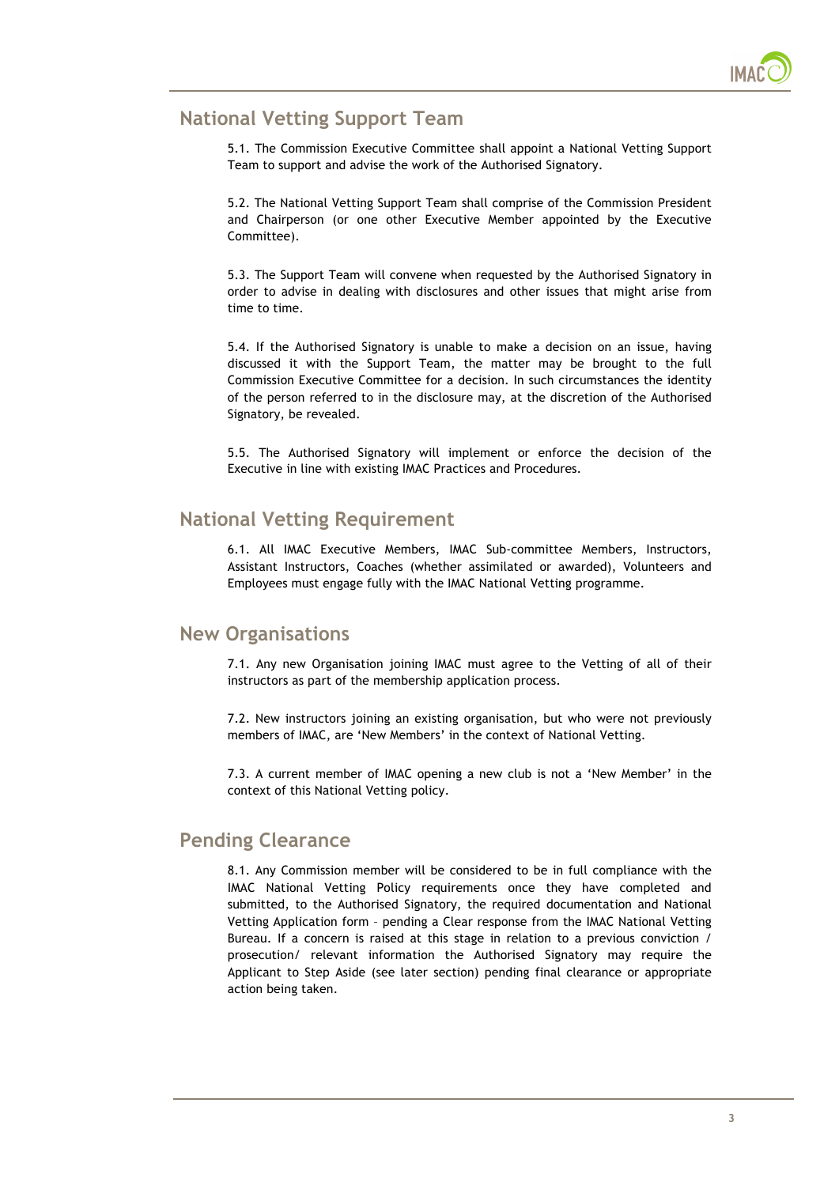## National Vetting Support Team

5.1. The Commission Executive Committee shall appoint a National Vetting Support Team to support and advise the work of the Authorised Signatory.

5.2. The National Vetting Support Team shall comprise of the Commission President and Chairperson (or one other Executive Member appointed by the Executive Committee).

5.3. The Support Team will convene when requested by the Authorised Signatory in order to advise in dealing with disclosures and other issues that might arise from time to time.

5.4. If the Authorised Signatory is unable to make a decision on an issue, having discussed it with the Support Team, the matter may be brought to the full Commission Executive Committee for a decision. In such circumstances the identity of the person referred to in the disclosure may, at the discretion of the Authorised Signatory, be revealed.

5.5. The Authorised Signatory will implement or enforce the decision of the Executive in line with existing IMAC Practices and Procedures.

## National Vetting Requirement

6.1. All IMAC Executive Members, IMAC Sub-committee Members, Instructors, Assistant Instructors, Coaches (whether assimilated or awarded), Volunteers and Employees must engage fully with the IMAC National Vetting programme.

## New Organisations

7.1. Any new Organisation joining IMAC must agree to the Vetting of all of their instructors as part of the membership application process.

7.2. New instructors joining an existing organisation, but who were not previously members of IMAC, are 'New Members' in the context of National Vetting.

7.3. A current member of IMAC opening a new club is not a 'New Member' in the context of this National Vetting policy.

## Pending Clearance

8.1. Any Commission member will be considered to be in full compliance with the IMAC National Vetting Policy requirements once they have completed and submitted, to the Authorised Signatory, the required documentation and National Vetting Application form – pending a Clear response from the IMAC National Vetting Bureau. If a concern is raised at this stage in relation to a previous conviction / prosecution/ relevant information the Authorised Signatory may require the Applicant to Step Aside (see later section) pending final clearance or appropriate action being taken.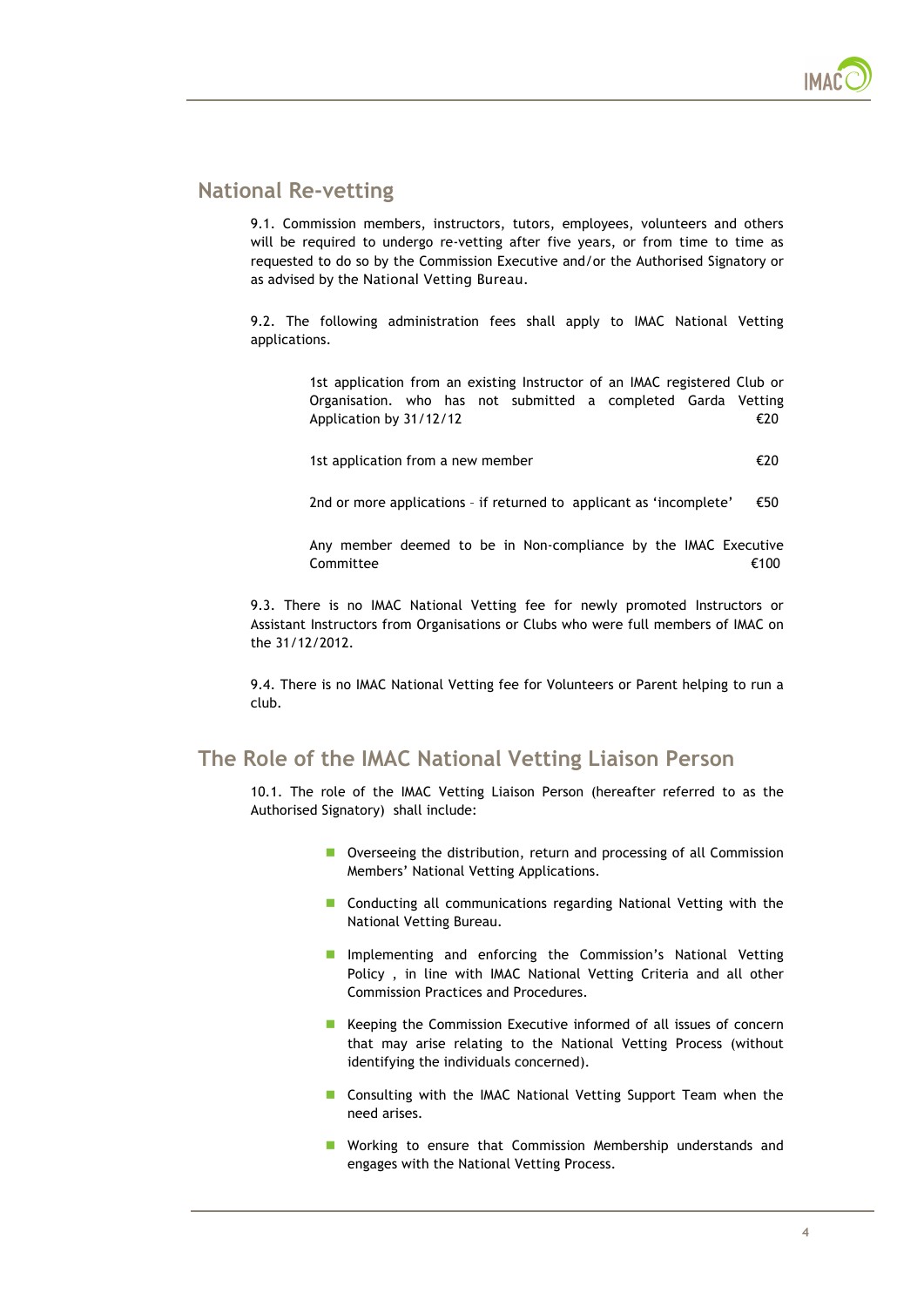## National Re-vetting

9.1. Commission members, instructors, tutors, employees, volunteers and others will be required to undergo re-vetting after five years, or from time to time as requested to do so by the Commission Executive and/or the Authorised Signatory or as advised by the National Vetting Bureau.

9.2. The following administration fees shall apply to IMAC National Vetting applications.

| Application | Fee |
| --- | --- |
| 1st application from an existing Instructor of an IMAC registered Club or Organisation. who has not submitted a completed Garda Vetting Application by 31/12/12 | €20 |
| 1st application from a new member | €20 |
| 2nd or more applications – if returned to applicant as 'incomplete' | €50 |
| Any member deemed to be in Non-compliance by the IMAC Executive Committee | €100 |

9.3. There is no IMAC National Vetting fee for newly promoted Instructors or Assistant Instructors from Organisations or Clubs who were full members of IMAC on the 31/12/2012.

9.4. There is no IMAC National Vetting fee for Volunteers or Parent helping to run a club.

## The Role of the IMAC National Vetting Liaison Person

10.1. The role of the IMAC Vetting Liaison Person (hereafter referred to as the Authorised Signatory) shall include:

- Overseeing the distribution, return and processing of all Commission Members' National Vetting Applications.
- Conducting all communications regarding National Vetting with the National Vetting Bureau.
- Implementing and enforcing the Commission's National Vetting Policy , in line with IMAC National Vetting Criteria and all other Commission Practices and Procedures.
- Keeping the Commission Executive informed of all issues of concern that may arise relating to the National Vetting Process (without identifying the individuals concerned).
- Consulting with the IMAC National Vetting Support Team when the need arises.
- Working to ensure that Commission Membership understands and engages with the National Vetting Process.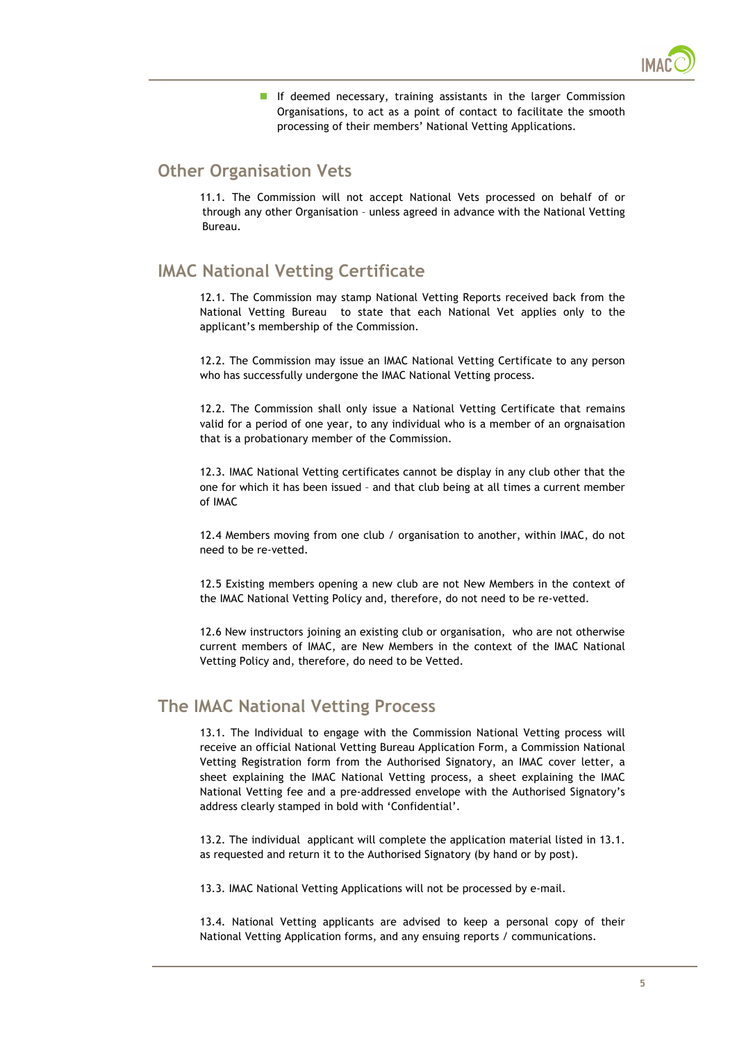- If deemed necessary, training assistants in the larger Commission Organisations, to act as a point of contact to facilitate the smooth processing of their members' National Vetting Applications.

## Other Organisation Vets

11.1. The Commission will not accept National Vets processed on behalf of or through any other Organisation – unless agreed in advance with the National Vetting Bureau.

## IMAC National Vetting Certificate

12.1. The Commission may stamp National Vetting Reports received back from the National Vetting Bureau to state that each National Vet applies only to the applicant's membership of the Commission.

12.2. The Commission may issue an IMAC National Vetting Certificate to any person who has successfully undergone the IMAC National Vetting process.

12.2. The Commission shall only issue a National Vetting Certificate that remains valid for a period of one year, to any individual who is a member of an orgnaisation that is a probationary member of the Commission.

12.3. IMAC National Vetting certificates cannot be display in any club other that the one for which it has been issued – and that club being at all times a current member of IMAC

12.4 Members moving from one club / organisation to another, within IMAC, do not need to be re-vetted.

12.5 Existing members opening a new club are not New Members in the context of the IMAC National Vetting Policy and, therefore, do not need to be re-vetted.

12.6 New instructors joining an existing club or organisation, who are not otherwise current members of IMAC, are New Members in the context of the IMAC National Vetting Policy and, therefore, do need to be Vetted.

## The IMAC National Vetting Process

13.1. The Individual to engage with the Commission National Vetting process will receive an official National Vetting Bureau Application Form, a Commission National Vetting Registration form from the Authorised Signatory, an IMAC cover letter, a sheet explaining the IMAC National Vetting process, a sheet explaining the IMAC National Vetting fee and a pre-addressed envelope with the Authorised Signatory's address clearly stamped in bold with 'Confidential'.

13.2. The individual applicant will complete the application material listed in 13.1. as requested and return it to the Authorised Signatory (by hand or by post).

13.3. IMAC National Vetting Applications will not be processed by e-mail.

13.4. National Vetting applicants are advised to keep a personal copy of their National Vetting Application forms, and any ensuing reports / communications.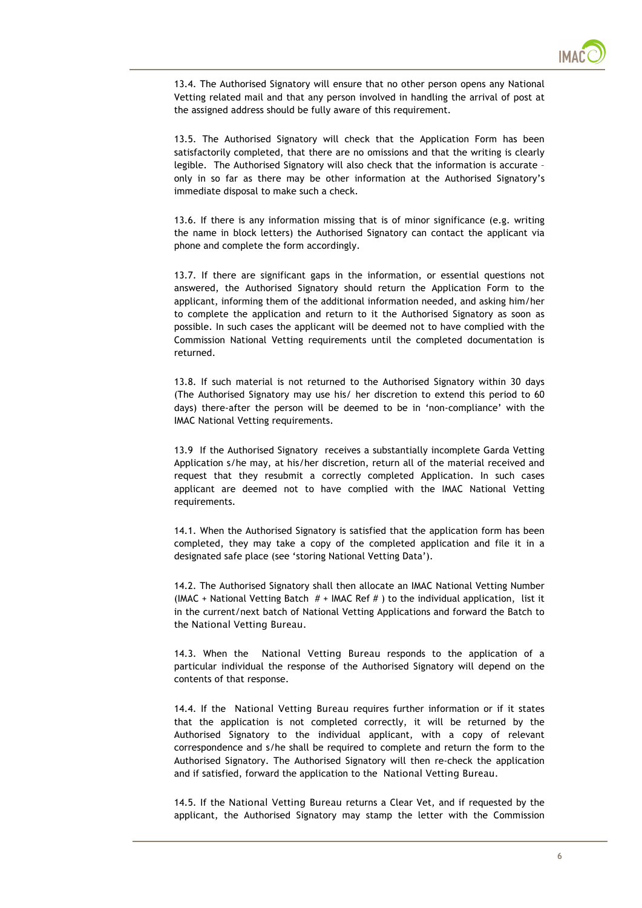13.4. The Authorised Signatory will ensure that no other person opens any National Vetting related mail and that any person involved in handling the arrival of post at the assigned address should be fully aware of this requirement.

13.5. The Authorised Signatory will check that the Application Form has been satisfactorily completed, that there are no omissions and that the writing is clearly legible. The Authorised Signatory will also check that the information is accurate – only in so far as there may be other information at the Authorised Signatory's immediate disposal to make such a check.

13.6. If there is any information missing that is of minor significance (e.g. writing the name in block letters) the Authorised Signatory can contact the applicant via phone and complete the form accordingly.

13.7. If there are significant gaps in the information, or essential questions not answered, the Authorised Signatory should return the Application Form to the applicant, informing them of the additional information needed, and asking him/her to complete the application and return to it the Authorised Signatory as soon as possible. In such cases the applicant will be deemed not to have complied with the Commission National Vetting requirements until the completed documentation is returned.

13.8. If such material is not returned to the Authorised Signatory within 30 days (The Authorised Signatory may use his/ her discretion to extend this period to 60 days) there-after the person will be deemed to be in 'non-compliance' with the IMAC National Vetting requirements.

13.9 If the Authorised Signatory receives a substantially incomplete Garda Vetting Application s/he may, at his/her discretion, return all of the material received and request that they resubmit a correctly completed Application. In such cases applicant are deemed not to have complied with the IMAC National Vetting requirements.

14.1. When the Authorised Signatory is satisfied that the application form has been completed, they may take a copy of the completed application and file it in a designated safe place (see 'storing National Vetting Data').

14.2. The Authorised Signatory shall then allocate an IMAC National Vetting Number (IMAC + National Vetting Batch # + IMAC Ref # ) to the individual application, list it in the current/next batch of National Vetting Applications and forward the Batch to the National Vetting Bureau.

14.3. When the National Vetting Bureau responds to the application of a particular individual the response of the Authorised Signatory will depend on the contents of that response.

14.4. If the National Vetting Bureau requires further information or if it states that the application is not completed correctly, it will be returned by the Authorised Signatory to the individual applicant, with a copy of relevant correspondence and s/he shall be required to complete and return the form to the Authorised Signatory. The Authorised Signatory will then re-check the application and if satisfied, forward the application to the National Vetting Bureau.

14.5. If the National Vetting Bureau returns a Clear Vet, and if requested by the applicant, the Authorised Signatory may stamp the letter with the Commission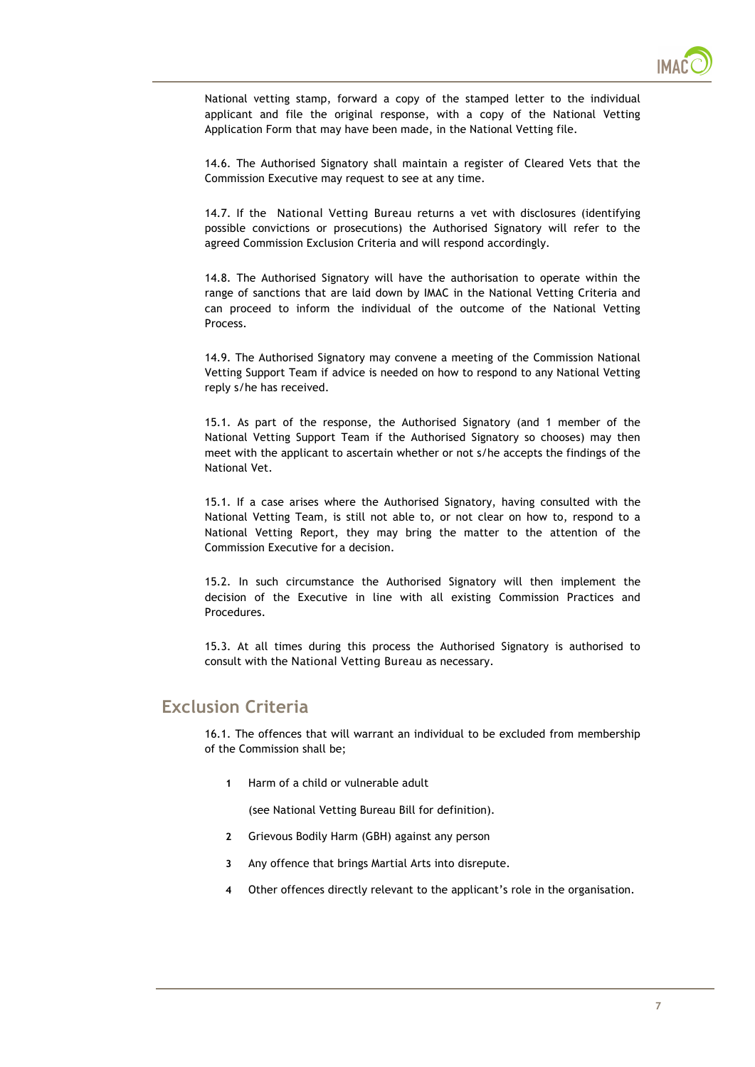National vetting stamp, forward a copy of the stamped letter to the individual applicant and file the original response, with a copy of the National Vetting Application Form that may have been made, in the National Vetting file.

14.6. The Authorised Signatory shall maintain a register of Cleared Vets that the Commission Executive may request to see at any time.

14.7. If the National Vetting Bureau returns a vet with disclosures (identifying possible convictions or prosecutions) the Authorised Signatory will refer to the agreed Commission Exclusion Criteria and will respond accordingly.

14.8. The Authorised Signatory will have the authorisation to operate within the range of sanctions that are laid down by IMAC in the National Vetting Criteria and can proceed to inform the individual of the outcome of the National Vetting Process.

14.9. The Authorised Signatory may convene a meeting of the Commission National Vetting Support Team if advice is needed on how to respond to any National Vetting reply s/he has received.

15.1. As part of the response, the Authorised Signatory (and 1 member of the National Vetting Support Team if the Authorised Signatory so chooses) may then meet with the applicant to ascertain whether or not s/he accepts the findings of the National Vet.

15.1. If a case arises where the Authorised Signatory, having consulted with the National Vetting Team, is still not able to, or not clear on how to, respond to a National Vetting Report, they may bring the matter to the attention of the Commission Executive for a decision.

15.2. In such circumstance the Authorised Signatory will then implement the decision of the Executive in line with all existing Commission Practices and Procedures.

15.3. At all times during this process the Authorised Signatory is authorised to consult with the National Vetting Bureau as necessary.

## Exclusion Criteria

16.1. The offences that will warrant an individual to be excluded from membership of the Commission shall be;

1. Harm of a child or vulnerable adult

   (see National Vetting Bureau Bill for definition).

2. Grievous Bodily Harm (GBH) against any person

3. Any offence that brings Martial Arts into disrepute.

4. Other offences directly relevant to the applicant's role in the organisation.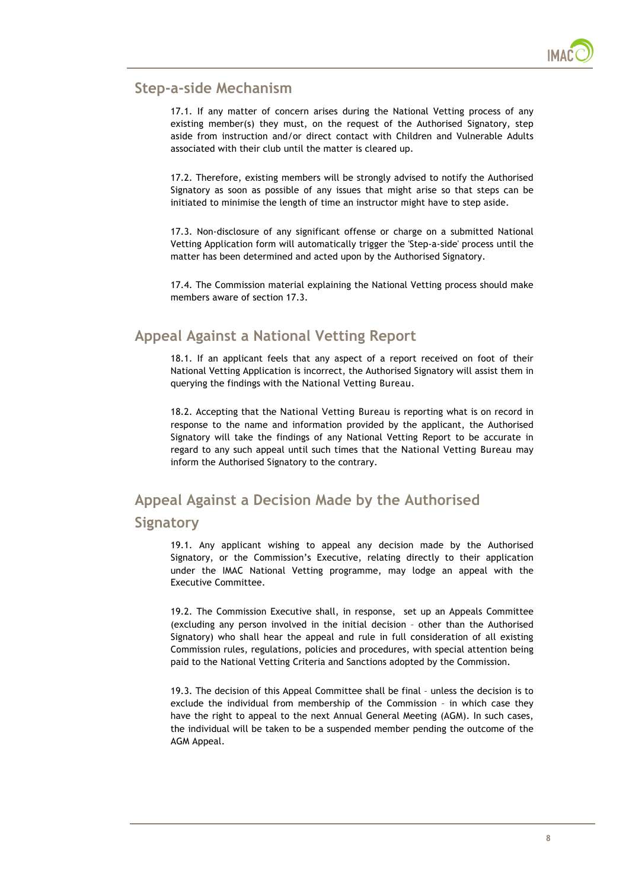## Step-a-side Mechanism

17.1. If any matter of concern arises during the National Vetting process of any existing member(s) they must, on the request of the Authorised Signatory, step aside from instruction and/or direct contact with Children and Vulnerable Adults associated with their club until the matter is cleared up.

17.2. Therefore, existing members will be strongly advised to notify the Authorised Signatory as soon as possible of any issues that might arise so that steps can be initiated to minimise the length of time an instructor might have to step aside.

17.3. Non-disclosure of any significant offense or charge on a submitted National Vetting Application form will automatically trigger the 'Step-a-side' process until the matter has been determined and acted upon by the Authorised Signatory.

17.4. The Commission material explaining the National Vetting process should make members aware of section 17.3.

## Appeal Against a National Vetting Report

18.1. If an applicant feels that any aspect of a report received on foot of their National Vetting Application is incorrect, the Authorised Signatory will assist them in querying the findings with the National Vetting Bureau.

18.2. Accepting that the National Vetting Bureau is reporting what is on record in response to the name and information provided by the applicant, the Authorised Signatory will take the findings of any National Vetting Report to be accurate in regard to any such appeal until such times that the National Vetting Bureau may inform the Authorised Signatory to the contrary.

## Appeal Against a Decision Made by the Authorised Signatory

19.1. Any applicant wishing to appeal any decision made by the Authorised Signatory, or the Commission's Executive, relating directly to their application under the IMAC National Vetting programme, may lodge an appeal with the Executive Committee.

19.2. The Commission Executive shall, in response, set up an Appeals Committee (excluding any person involved in the initial decision – other than the Authorised Signatory) who shall hear the appeal and rule in full consideration of all existing Commission rules, regulations, policies and procedures, with special attention being paid to the National Vetting Criteria and Sanctions adopted by the Commission.

19.3. The decision of this Appeal Committee shall be final – unless the decision is to exclude the individual from membership of the Commission – in which case they have the right to appeal to the next Annual General Meeting (AGM). In such cases, the individual will be taken to be a suspended member pending the outcome of the AGM Appeal.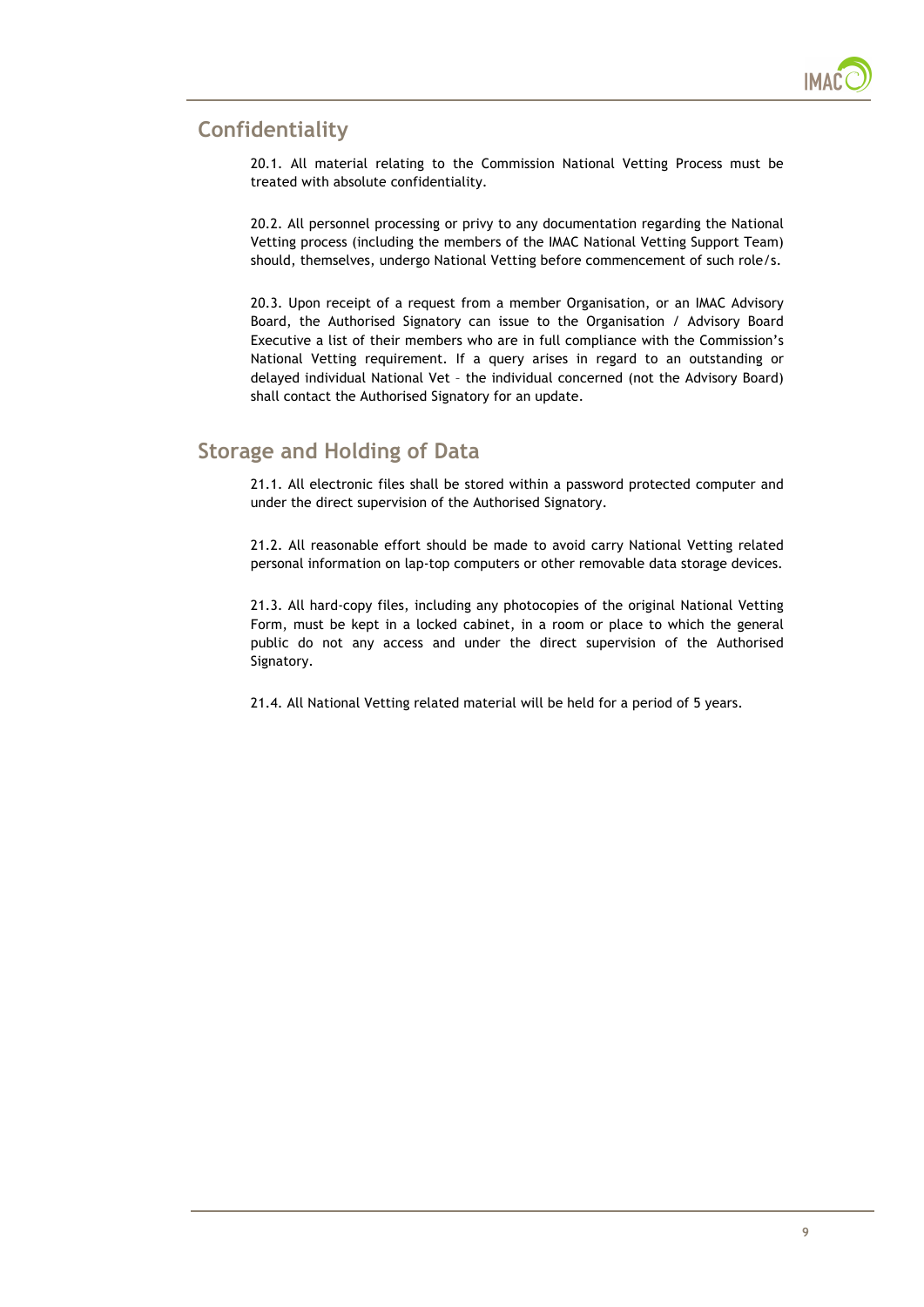## Confidentiality

20.1. All material relating to the Commission National Vetting Process must be treated with absolute confidentiality.

20.2. All personnel processing or privy to any documentation regarding the National Vetting process (including the members of the IMAC National Vetting Support Team) should, themselves, undergo National Vetting before commencement of such role/s.

20.3. Upon receipt of a request from a member Organisation, or an IMAC Advisory Board, the Authorised Signatory can issue to the Organisation / Advisory Board Executive a list of their members who are in full compliance with the Commission's National Vetting requirement. If a query arises in regard to an outstanding or delayed individual National Vet – the individual concerned (not the Advisory Board) shall contact the Authorised Signatory for an update.

## Storage and Holding of Data

21.1. All electronic files shall be stored within a password protected computer and under the direct supervision of the Authorised Signatory.

21.2. All reasonable effort should be made to avoid carry National Vetting related personal information on lap-top computers or other removable data storage devices.

21.3. All hard-copy files, including any photocopies of the original National Vetting Form, must be kept in a locked cabinet, in a room or place to which the general public do not any access and under the direct supervision of the Authorised Signatory.

21.4. All National Vetting related material will be held for a period of 5 years.